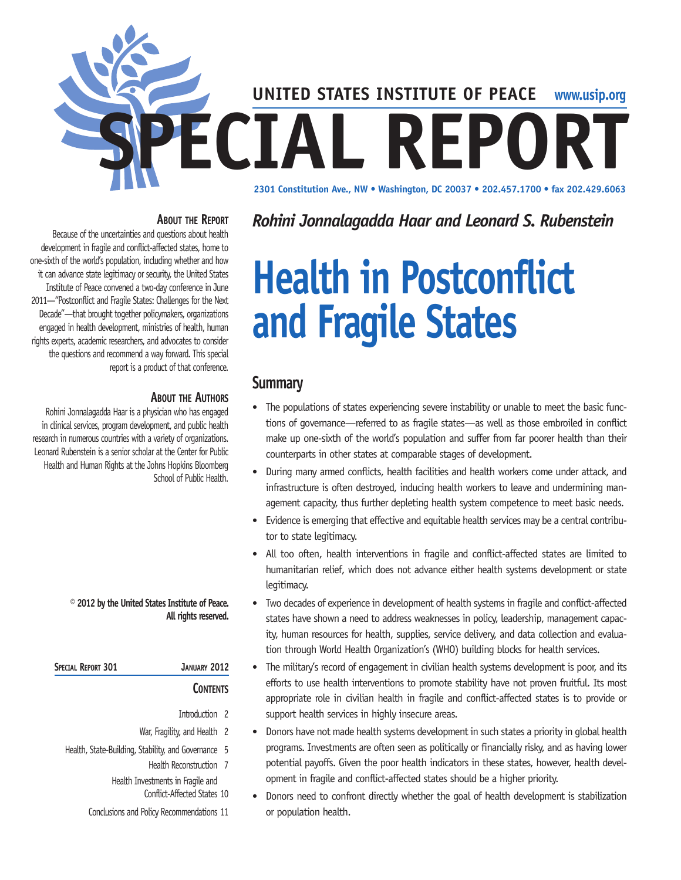UNITED STATES INSTITUTE OF PEACE www.usip.org

# SPECIAL REPORT

2301 Constitution Ave., NW • Washington, DC 20037 • 202.457.1700 • fax 202.429.6063

### About the Report

Because of the uncertainties and questions about health development in fragile and conflict-affected states, home to one-sixth of the world's population, including whether and how it can advance state legitimacy or security, the United States Institute of Peace convened a two-day conference in June 2011—"Postconflict and Fragile States: Challenges for the Next Decade"—that brought together policymakers, organizations engaged in health development, ministries of health, human rights experts, academic researchers, and advocates to consider the questions and recommend a way forward. This special report is a product of that conference.

### About the Authors

Rohini Jonnalagadda Haar is a physician who has engaged in clinical services, program development, and public health research in numerous countries with a variety of organizations. Leonard Rubenstein is a senior scholar at the Center for Public Health and Human Rights at the Johns Hopkins Bloomberg School of Public Health.

**© 2012 by the United States Institute of Peace. All rights reserved.**

Special Report 301 January 2012

### Contents

Introduction 2
War, Fragility, and Health 2
Health, State-Building, Stability, and Governance 5
Health Reconstruction 7
Health Investments in Fragile and Conflict-Affected States 10
Conclusions and Policy Recommendations 11

*Rohini Jonnalagadda Haar and Leonard S. Rubenstein*

# Health in Postconflict and Fragile States

## Summary

- The populations of states experiencing severe instability or unable to meet the basic functions of governance—referred to as fragile states—as well as those embroiled in conflict make up one-sixth of the world's population and suffer from far poorer health than their counterparts in other states at comparable stages of development.
- During many armed conflicts, health facilities and health workers come under attack, and infrastructure is often destroyed, inducing health workers to leave and undermining management capacity, thus further depleting health system competence to meet basic needs.
- Evidence is emerging that effective and equitable health services may be a central contributor to state legitimacy.
- All too often, health interventions in fragile and conflict-affected states are limited to humanitarian relief, which does not advance either health systems development or state legitimacy.
- Two decades of experience in development of health systems in fragile and conflict-affected states have shown a need to address weaknesses in policy, leadership, management capacity, human resources for health, supplies, service delivery, and data collection and evaluation through World Health Organization's (WHO) building blocks for health services.
- The military's record of engagement in civilian health systems development is poor, and its efforts to use health interventions to promote stability have not proven fruitful. Its most appropriate role in civilian health in fragile and conflict-affected states is to provide or support health services in highly insecure areas.
- Donors have not made health systems development in such states a priority in global health programs. Investments are often seen as politically or financially risky, and as having lower potential payoffs. Given the poor health indicators in these states, however, health development in fragile and conflict-affected states should be a higher priority.
- Donors need to confront directly whether the goal of health development is stabilization or population health.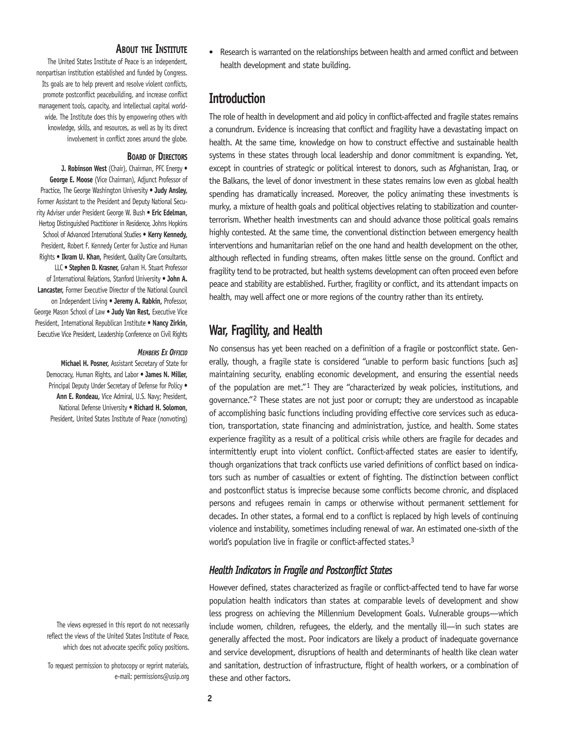## About the Institute

The United States Institute of Peace is an independent, nonpartisan institution established and funded by Congress. Its goals are to help prevent and resolve violent conflicts, promote postconflict peacebuilding, and increase conflict management tools, capacity, and intellectual capital worldwide. The Institute does this by empowering others with knowledge, skills, and resources, as well as by its direct involvement in conflict zones around the globe.

### Board of Directors

**J. Robinson West** (Chair), Chairman, PFC Energy • **George E. Moose** (Vice Chairman), Adjunct Professor of Practice, The George Washington University • **Judy Ansley,** Former Assistant to the President and Deputy National Security Adviser under President George W. Bush • **Eric Edelman,** Hertog Distinguished Practitioner in Residence, Johns Hopkins School of Advanced International Studies • **Kerry Kennedy,** President, Robert F. Kennedy Center for Justice and Human Rights • **Ikram U. Khan,** President, Quality Care Consultants, LLC • **Stephen D. Krasner,** Graham H. Stuart Professor of International Relations, Stanford University • **John A. Lancaster,** Former Executive Director of the National Council on Independent Living • **Jeremy A. Rabkin,** Professor, George Mason School of Law • **Judy Van Rest,** Executive Vice President, International Republican Institute • **Nancy Zirkin,** Executive Vice President, Leadership Conference on Civil Rights

#### *Members Ex Officio*

**Michael H. Posner,** Assistant Secretary of State for Democracy, Human Rights, and Labor • **James N. Miller,** Principal Deputy Under Secretary of Defense for Policy • **Ann E. Rondeau,** Vice Admiral, U.S. Navy; President, National Defense University • **Richard H. Solomon,** President, United States Institute of Peace (nonvoting)

The views expressed in this report do not necessarily reflect the views of the United States Institute of Peace, which does not advocate specific policy positions.

To request permission to photocopy or reprint materials, e-mail: permissions@usip.org

- Research is warranted on the relationships between health and armed conflict and between health development and state building.

## Introduction

The role of health in development and aid policy in conflict-affected and fragile states remains a conundrum. Evidence is increasing that conflict and fragility have a devastating impact on health. At the same time, knowledge on how to construct effective and sustainable health systems in these states through local leadership and donor commitment is expanding. Yet, except in countries of strategic or political interest to donors, such as Afghanistan, Iraq, or the Balkans, the level of donor investment in these states remains low even as global health spending has dramatically increased. Moreover, the policy animating these investments is murky, a mixture of health goals and political objectives relating to stabilization and counterterrorism. Whether health investments can and should advance those political goals remains highly contested. At the same time, the conventional distinction between emergency health interventions and humanitarian relief on the one hand and health development on the other, although reflected in funding streams, often makes little sense on the ground. Conflict and fragility tend to be protracted, but health systems development can often proceed even before peace and stability are established. Further, fragility or conflict, and its attendant impacts on health, may well affect one or more regions of the country rather than its entirety.

## War, Fragility, and Health

No consensus has yet been reached on a definition of a fragile or postconflict state. Generally, though, a fragile state is considered "unable to perform basic functions [such as] maintaining security, enabling economic development, and ensuring the essential needs of the population are met."[1] They are "characterized by weak policies, institutions, and governance."[2] These states are not just poor or corrupt; they are understood as incapable of accomplishing basic functions including providing effective core services such as education, transportation, state financing and administration, justice, and health. Some states experience fragility as a result of a political crisis while others are fragile for decades and intermittently erupt into violent conflict. Conflict-affected states are easier to identify, though organizations that track conflicts use varied definitions of conflict based on indicators such as number of casualties or extent of fighting. The distinction between conflict and postconflict status is imprecise because some conflicts become chronic, and displaced persons and refugees remain in camps or otherwise without permanent settlement for decades. In other states, a formal end to a conflict is replaced by high levels of continuing violence and instability, sometimes including renewal of war. An estimated one-sixth of the world's population live in fragile or conflict-affected states.[3]

### *Health Indicators in Fragile and Postconflict States*

However defined, states characterized as fragile or conflict-affected tend to have far worse population health indicators than states at comparable levels of development and show less progress on achieving the Millennium Development Goals. Vulnerable groups—which include women, children, refugees, the elderly, and the mentally ill—in such states are generally affected the most. Poor indicators are likely a product of inadequate governance and service development, disruptions of health and determinants of health like clean water and sanitation, destruction of infrastructure, flight of health workers, or a combination of these and other factors.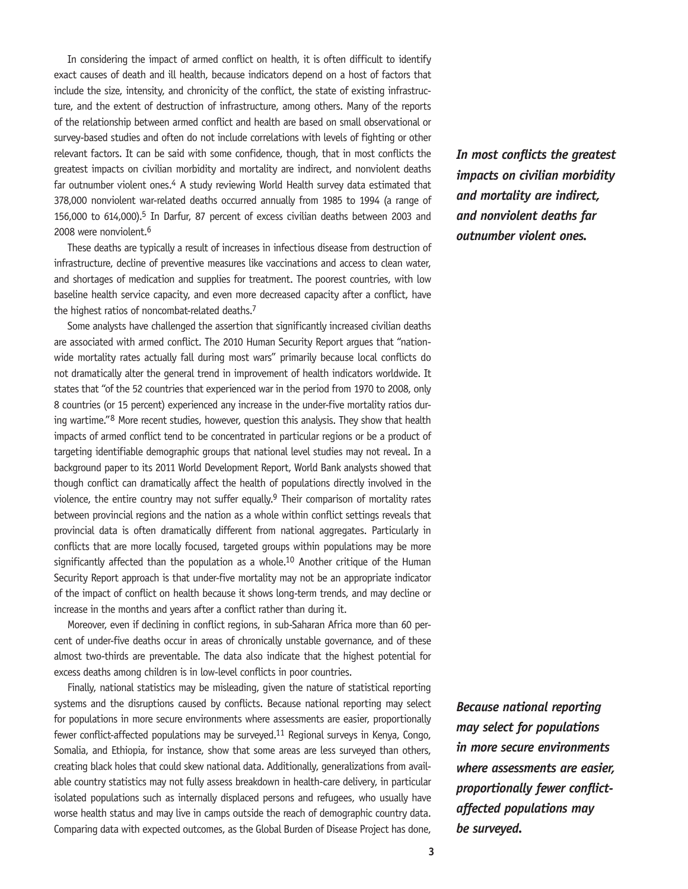In considering the impact of armed conflict on health, it is often difficult to identify exact causes of death and ill health, because indicators depend on a host of factors that include the size, intensity, and chronicity of the conflict, the state of existing infrastructure, and the extent of destruction of infrastructure, among others. Many of the reports of the relationship between armed conflict and health are based on small observational or survey-based studies and often do not include correlations with levels of fighting or other relevant factors. It can be said with some confidence, though, that in most conflicts the greatest impacts on civilian morbidity and mortality are indirect, and nonviolent deaths far outnumber violent ones.[4] A study reviewing World Health survey data estimated that 378,000 nonviolent war-related deaths occurred annually from 1985 to 1994 (a range of 156,000 to 614,000).[5] In Darfur, 87 percent of excess civilian deaths between 2003 and 2008 were nonviolent.[6]

***In most conflicts the greatest impacts on civilian morbidity and mortality are indirect, and nonviolent deaths far outnumber violent ones.***

These deaths are typically a result of increases in infectious disease from destruction of infrastructure, decline of preventive measures like vaccinations and access to clean water, and shortages of medication and supplies for treatment. The poorest countries, with low baseline health service capacity, and even more decreased capacity after a conflict, have the highest ratios of noncombat-related deaths.[7]

Some analysts have challenged the assertion that significantly increased civilian deaths are associated with armed conflict. The 2010 Human Security Report argues that "nationwide mortality rates actually fall during most wars" primarily because local conflicts do not dramatically alter the general trend in improvement of health indicators worldwide. It states that "of the 52 countries that experienced war in the period from 1970 to 2008, only 8 countries (or 15 percent) experienced any increase in the under-five mortality ratios during wartime."[8] More recent studies, however, question this analysis. They show that health impacts of armed conflict tend to be concentrated in particular regions or be a product of targeting identifiable demographic groups that national level studies may not reveal. In a background paper to its 2011 World Development Report, World Bank analysts showed that though conflict can dramatically affect the health of populations directly involved in the violence, the entire country may not suffer equally.[9] Their comparison of mortality rates between provincial regions and the nation as a whole within conflict settings reveals that provincial data is often dramatically different from national aggregates. Particularly in conflicts that are more locally focused, targeted groups within populations may be more significantly affected than the population as a whole.[10] Another critique of the Human Security Report approach is that under-five mortality may not be an appropriate indicator of the impact of conflict on health because it shows long-term trends, and may decline or increase in the months and years after a conflict rather than during it.

Moreover, even if declining in conflict regions, in sub-Saharan Africa more than 60 percent of under-five deaths occur in areas of chronically unstable governance, and of these almost two-thirds are preventable. The data also indicate that the highest potential for excess deaths among children is in low-level conflicts in poor countries.

Finally, national statistics may be misleading, given the nature of statistical reporting systems and the disruptions caused by conflicts. Because national reporting may select for populations in more secure environments where assessments are easier, proportionally fewer conflict-affected populations may be surveyed.[11] Regional surveys in Kenya, Congo, Somalia, and Ethiopia, for instance, show that some areas are less surveyed than others, creating black holes that could skew national data. Additionally, generalizations from available country statistics may not fully assess breakdown in health-care delivery, in particular isolated populations such as internally displaced persons and refugees, who usually have worse health status and may live in camps outside the reach of demographic country data. Comparing data with expected outcomes, as the Global Burden of Disease Project has done,

***Because national reporting may select for populations in more secure environments where assessments are easier, proportionally fewer conflict-affected populations may be surveyed.***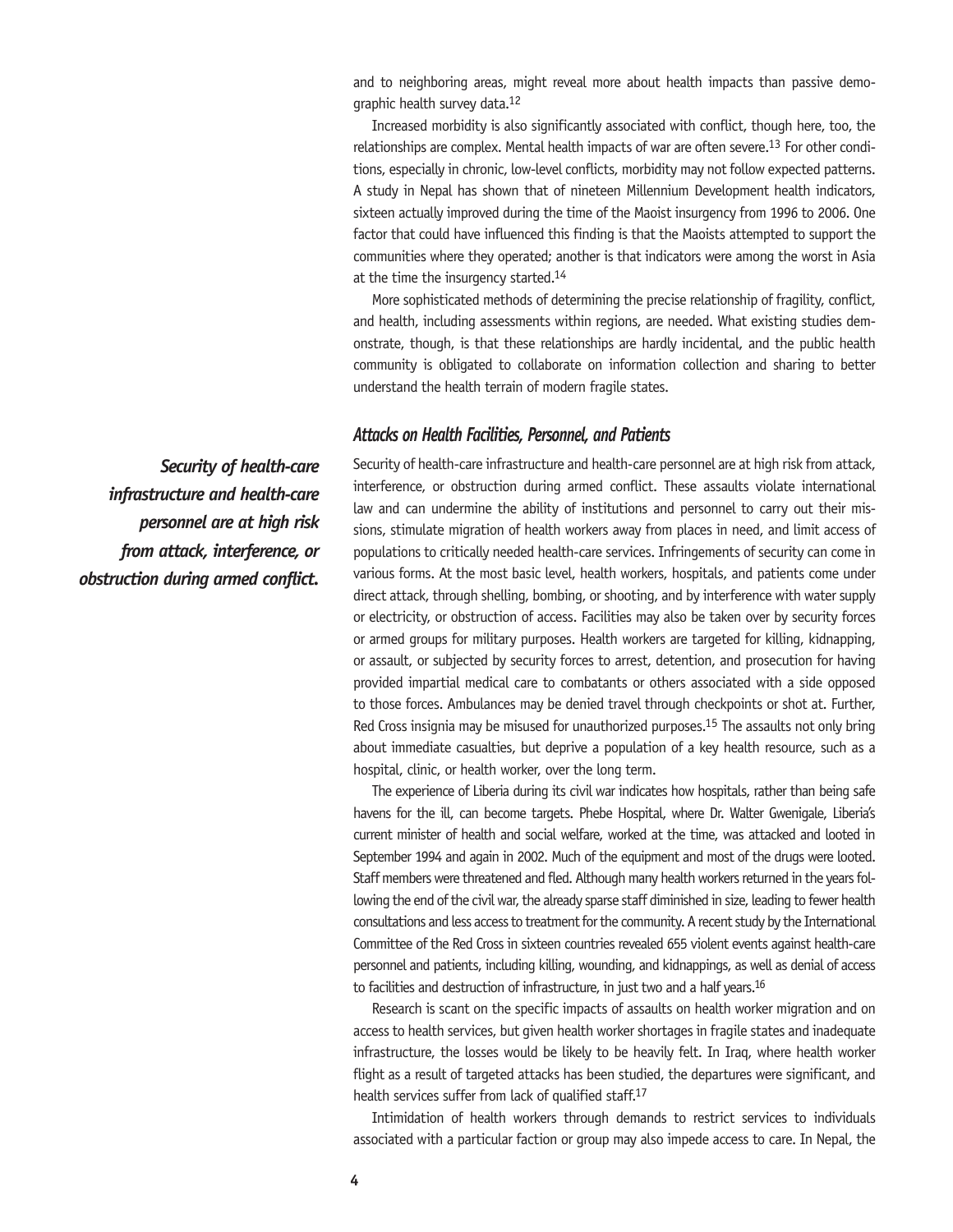and to neighboring areas, might reveal more about health impacts than passive demographic health survey data.[12]

Increased morbidity is also significantly associated with conflict, though here, too, the relationships are complex. Mental health impacts of war are often severe.[13] For other conditions, especially in chronic, low-level conflicts, morbidity may not follow expected patterns. A study in Nepal has shown that of nineteen Millennium Development health indicators, sixteen actually improved during the time of the Maoist insurgency from 1996 to 2006. One factor that could have influenced this finding is that the Maoists attempted to support the communities where they operated; another is that indicators were among the worst in Asia at the time the insurgency started.[14]

More sophisticated methods of determining the precise relationship of fragility, conflict, and health, including assessments within regions, are needed. What existing studies demonstrate, though, is that these relationships are hardly incidental, and the public health community is obligated to collaborate on information collection and sharing to better understand the health terrain of modern fragile states.

### *Attacks on Health Facilities, Personnel, and Patients*

***Security of health-care infrastructure and health-care personnel are at high risk from attack, interference, or obstruction during armed conflict.***

Security of health-care infrastructure and health-care personnel are at high risk from attack, interference, or obstruction during armed conflict. These assaults violate international law and can undermine the ability of institutions and personnel to carry out their missions, stimulate migration of health workers away from places in need, and limit access of populations to critically needed health-care services. Infringements of security can come in various forms. At the most basic level, health workers, hospitals, and patients come under direct attack, through shelling, bombing, or shooting, and by interference with water supply or electricity, or obstruction of access. Facilities may also be taken over by security forces or armed groups for military purposes. Health workers are targeted for killing, kidnapping, or assault, or subjected by security forces to arrest, detention, and prosecution for having provided impartial medical care to combatants or others associated with a side opposed to those forces. Ambulances may be denied travel through checkpoints or shot at. Further, Red Cross insignia may be misused for unauthorized purposes.[15] The assaults not only bring about immediate casualties, but deprive a population of a key health resource, such as a hospital, clinic, or health worker, over the long term.

The experience of Liberia during its civil war indicates how hospitals, rather than being safe havens for the ill, can become targets. Phebe Hospital, where Dr. Walter Gwenigale, Liberia's current minister of health and social welfare, worked at the time, was attacked and looted in September 1994 and again in 2002. Much of the equipment and most of the drugs were looted. Staff members were threatened and fled. Although many health workers returned in the years following the end of the civil war, the already sparse staff diminished in size, leading to fewer health consultations and less access to treatment for the community. A recent study by the International Committee of the Red Cross in sixteen countries revealed 655 violent events against health-care personnel and patients, including killing, wounding, and kidnappings, as well as denial of access to facilities and destruction of infrastructure, in just two and a half years.[16]

Research is scant on the specific impacts of assaults on health worker migration and on access to health services, but given health worker shortages in fragile states and inadequate infrastructure, the losses would be likely to be heavily felt. In Iraq, where health worker flight as a result of targeted attacks has been studied, the departures were significant, and health services suffer from lack of qualified staff.[17]

Intimidation of health workers through demands to restrict services to individuals associated with a particular faction or group may also impede access to care. In Nepal, the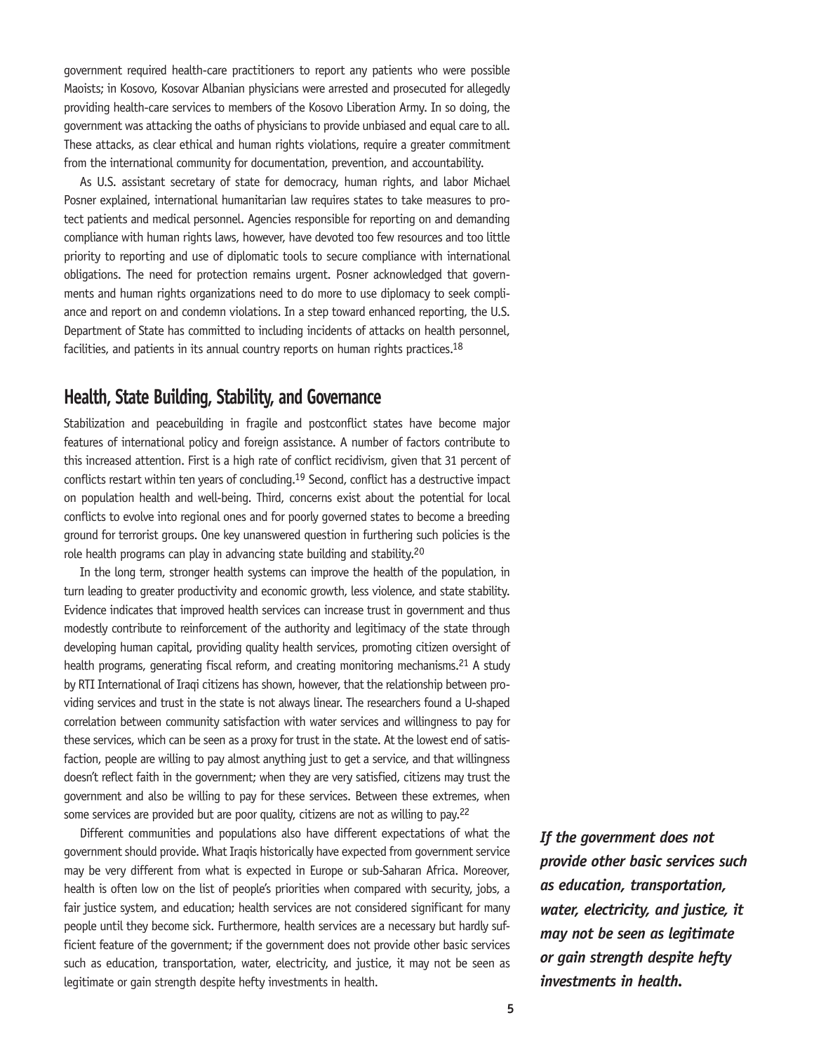government required health-care practitioners to report any patients who were possible Maoists; in Kosovo, Kosovar Albanian physicians were arrested and prosecuted for allegedly providing health-care services to members of the Kosovo Liberation Army. In so doing, the government was attacking the oaths of physicians to provide unbiased and equal care to all. These attacks, as clear ethical and human rights violations, require a greater commitment from the international community for documentation, prevention, and accountability.

As U.S. assistant secretary of state for democracy, human rights, and labor Michael Posner explained, international humanitarian law requires states to take measures to protect patients and medical personnel. Agencies responsible for reporting on and demanding compliance with human rights laws, however, have devoted too few resources and too little priority to reporting and use of diplomatic tools to secure compliance with international obligations. The need for protection remains urgent. Posner acknowledged that governments and human rights organizations need to do more to use diplomacy to seek compliance and report on and condemn violations. In a step toward enhanced reporting, the U.S. Department of State has committed to including incidents of attacks on health personnel, facilities, and patients in its annual country reports on human rights practices.[18]

## Health, State Building, Stability, and Governance

Stabilization and peacebuilding in fragile and postconflict states have become major features of international policy and foreign assistance. A number of factors contribute to this increased attention. First is a high rate of conflict recidivism, given that 31 percent of conflicts restart within ten years of concluding.[19] Second, conflict has a destructive impact on population health and well-being. Third, concerns exist about the potential for local conflicts to evolve into regional ones and for poorly governed states to become a breeding ground for terrorist groups. One key unanswered question in furthering such policies is the role health programs can play in advancing state building and stability.[20]

In the long term, stronger health systems can improve the health of the population, in turn leading to greater productivity and economic growth, less violence, and state stability. Evidence indicates that improved health services can increase trust in government and thus modestly contribute to reinforcement of the authority and legitimacy of the state through developing human capital, providing quality health services, promoting citizen oversight of health programs, generating fiscal reform, and creating monitoring mechanisms.[21] A study by RTI International of Iraqi citizens has shown, however, that the relationship between providing services and trust in the state is not always linear. The researchers found a U-shaped correlation between community satisfaction with water services and willingness to pay for these services, which can be seen as a proxy for trust in the state. At the lowest end of satisfaction, people are willing to pay almost anything just to get a service, and that willingness doesn't reflect faith in the government; when they are very satisfied, citizens may trust the government and also be willing to pay for these services. Between these extremes, when some services are provided but are poor quality, citizens are not as willing to pay.[22]

Different communities and populations also have different expectations of what the government should provide. What Iraqis historically have expected from government service may be very different from what is expected in Europe or sub-Saharan Africa. Moreover, health is often low on the list of people's priorities when compared with security, jobs, a fair justice system, and education; health services are not considered significant for many people until they become sick. Furthermore, health services are a necessary but hardly sufficient feature of the government; if the government does not provide other basic services such as education, transportation, water, electricity, and justice, it may not be seen as legitimate or gain strength despite hefty investments in health.

***If the government does not provide other basic services such as education, transportation, water, electricity, and justice, it may not be seen as legitimate or gain strength despite hefty investments in health.***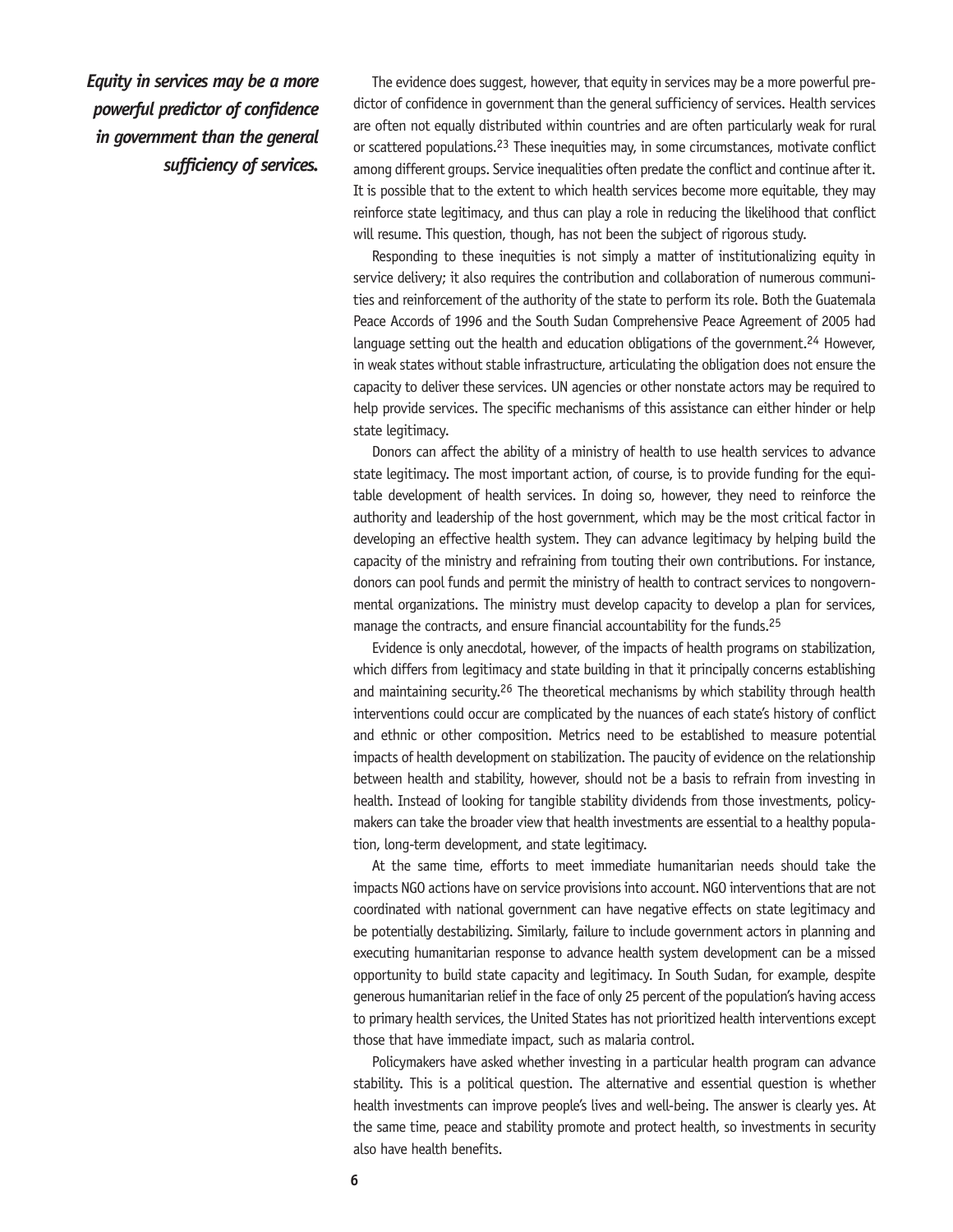*Equity in services may be a more powerful predictor of confidence in government than the general sufficiency of services.*

The evidence does suggest, however, that equity in services may be a more powerful predictor of confidence in government than the general sufficiency of services. Health services are often not equally distributed within countries and are often particularly weak for rural or scattered populations.[23] These inequities may, in some circumstances, motivate conflict among different groups. Service inequalities often predate the conflict and continue after it. It is possible that to the extent to which health services become more equitable, they may reinforce state legitimacy, and thus can play a role in reducing the likelihood that conflict will resume. This question, though, has not been the subject of rigorous study.

Responding to these inequities is not simply a matter of institutionalizing equity in service delivery; it also requires the contribution and collaboration of numerous communities and reinforcement of the authority of the state to perform its role. Both the Guatemala Peace Accords of 1996 and the South Sudan Comprehensive Peace Agreement of 2005 had language setting out the health and education obligations of the government.[24] However, in weak states without stable infrastructure, articulating the obligation does not ensure the capacity to deliver these services. UN agencies or other nonstate actors may be required to help provide services. The specific mechanisms of this assistance can either hinder or help state legitimacy.

Donors can affect the ability of a ministry of health to use health services to advance state legitimacy. The most important action, of course, is to provide funding for the equitable development of health services. In doing so, however, they need to reinforce the authority and leadership of the host government, which may be the most critical factor in developing an effective health system. They can advance legitimacy by helping build the capacity of the ministry and refraining from touting their own contributions. For instance, donors can pool funds and permit the ministry of health to contract services to nongovernmental organizations. The ministry must develop capacity to develop a plan for services, manage the contracts, and ensure financial accountability for the funds.[25]

Evidence is only anecdotal, however, of the impacts of health programs on stabilization, which differs from legitimacy and state building in that it principally concerns establishing and maintaining security.[26] The theoretical mechanisms by which stability through health interventions could occur are complicated by the nuances of each state's history of conflict and ethnic or other composition. Metrics need to be established to measure potential impacts of health development on stabilization. The paucity of evidence on the relationship between health and stability, however, should not be a basis to refrain from investing in health. Instead of looking for tangible stability dividends from those investments, policymakers can take the broader view that health investments are essential to a healthy population, long-term development, and state legitimacy.

At the same time, efforts to meet immediate humanitarian needs should take the impacts NGO actions have on service provisions into account. NGO interventions that are not coordinated with national government can have negative effects on state legitimacy and be potentially destabilizing. Similarly, failure to include government actors in planning and executing humanitarian response to advance health system development can be a missed opportunity to build state capacity and legitimacy. In South Sudan, for example, despite generous humanitarian relief in the face of only 25 percent of the population's having access to primary health services, the United States has not prioritized health interventions except those that have immediate impact, such as malaria control.

Policymakers have asked whether investing in a particular health program can advance stability. This is a political question. The alternative and essential question is whether health investments can improve people's lives and well-being. The answer is clearly yes. At the same time, peace and stability promote and protect health, so investments in security also have health benefits.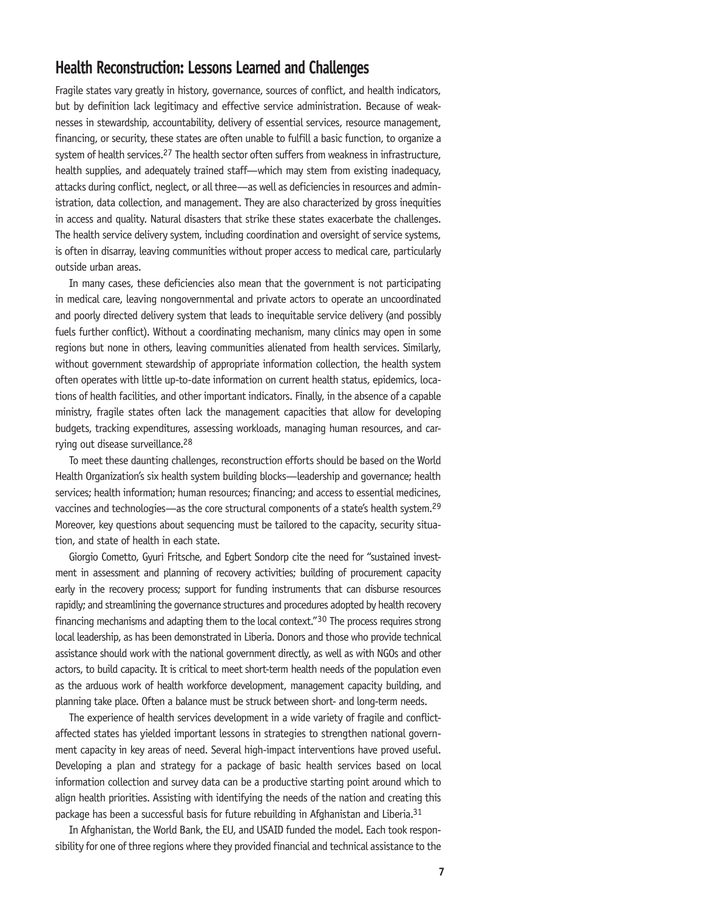## Health Reconstruction: Lessons Learned and Challenges

Fragile states vary greatly in history, governance, sources of conflict, and health indicators, but by definition lack legitimacy and effective service administration. Because of weaknesses in stewardship, accountability, delivery of essential services, resource management, financing, or security, these states are often unable to fulfill a basic function, to organize a system of health services.[27] The health sector often suffers from weakness in infrastructure, health supplies, and adequately trained staff—which may stem from existing inadequacy, attacks during conflict, neglect, or all three—as well as deficiencies in resources and administration, data collection, and management. They are also characterized by gross inequities in access and quality. Natural disasters that strike these states exacerbate the challenges. The health service delivery system, including coordination and oversight of service systems, is often in disarray, leaving communities without proper access to medical care, particularly outside urban areas.

In many cases, these deficiencies also mean that the government is not participating in medical care, leaving nongovernmental and private actors to operate an uncoordinated and poorly directed delivery system that leads to inequitable service delivery (and possibly fuels further conflict). Without a coordinating mechanism, many clinics may open in some regions but none in others, leaving communities alienated from health services. Similarly, without government stewardship of appropriate information collection, the health system often operates with little up-to-date information on current health status, epidemics, locations of health facilities, and other important indicators. Finally, in the absence of a capable ministry, fragile states often lack the management capacities that allow for developing budgets, tracking expenditures, assessing workloads, managing human resources, and carrying out disease surveillance.[28]

To meet these daunting challenges, reconstruction efforts should be based on the World Health Organization's six health system building blocks—leadership and governance; health services; health information; human resources; financing; and access to essential medicines, vaccines and technologies—as the core structural components of a state's health system.[29] Moreover, key questions about sequencing must be tailored to the capacity, security situation, and state of health in each state.

Giorgio Cometto, Gyuri Fritsche, and Egbert Sondorp cite the need for "sustained investment in assessment and planning of recovery activities; building of procurement capacity early in the recovery process; support for funding instruments that can disburse resources rapidly; and streamlining the governance structures and procedures adopted by health recovery financing mechanisms and adapting them to the local context."[30] The process requires strong local leadership, as has been demonstrated in Liberia. Donors and those who provide technical assistance should work with the national government directly, as well as with NGOs and other actors, to build capacity. It is critical to meet short-term health needs of the population even as the arduous work of health workforce development, management capacity building, and planning take place. Often a balance must be struck between short- and long-term needs.

The experience of health services development in a wide variety of fragile and conflict-affected states has yielded important lessons in strategies to strengthen national government capacity in key areas of need. Several high-impact interventions have proved useful. Developing a plan and strategy for a package of basic health services based on local information collection and survey data can be a productive starting point around which to align health priorities. Assisting with identifying the needs of the nation and creating this package has been a successful basis for future rebuilding in Afghanistan and Liberia.[31]

In Afghanistan, the World Bank, the EU, and USAID funded the model. Each took responsibility for one of three regions where they provided financial and technical assistance to the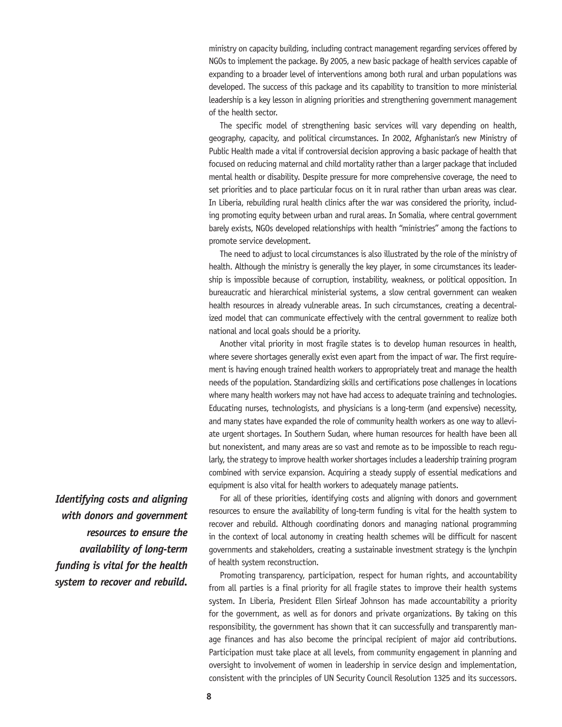ministry on capacity building, including contract management regarding services offered by NGOs to implement the package. By 2005, a new basic package of health services capable of expanding to a broader level of interventions among both rural and urban populations was developed. The success of this package and its capability to transition to more ministerial leadership is a key lesson in aligning priorities and strengthening government management of the health sector.

The specific model of strengthening basic services will vary depending on health, geography, capacity, and political circumstances. In 2002, Afghanistan's new Ministry of Public Health made a vital if controversial decision approving a basic package of health that focused on reducing maternal and child mortality rather than a larger package that included mental health or disability. Despite pressure for more comprehensive coverage, the need to set priorities and to place particular focus on it in rural rather than urban areas was clear. In Liberia, rebuilding rural health clinics after the war was considered the priority, including promoting equity between urban and rural areas. In Somalia, where central government barely exists, NGOs developed relationships with health "ministries" among the factions to promote service development.

The need to adjust to local circumstances is also illustrated by the role of the ministry of health. Although the ministry is generally the key player, in some circumstances its leadership is impossible because of corruption, instability, weakness, or political opposition. In bureaucratic and hierarchical ministerial systems, a slow central government can weaken health resources in already vulnerable areas. In such circumstances, creating a decentralized model that can communicate effectively with the central government to realize both national and local goals should be a priority.

Another vital priority in most fragile states is to develop human resources in health, where severe shortages generally exist even apart from the impact of war. The first requirement is having enough trained health workers to appropriately treat and manage the health needs of the population. Standardizing skills and certifications pose challenges in locations where many health workers may not have had access to adequate training and technologies. Educating nurses, technologists, and physicians is a long-term (and expensive) necessity, and many states have expanded the role of community health workers as one way to alleviate urgent shortages. In Southern Sudan, where human resources for health have been all but nonexistent, and many areas are so vast and remote as to be impossible to reach regularly, the strategy to improve health worker shortages includes a leadership training program combined with service expansion. Acquiring a steady supply of essential medications and equipment is also vital for health workers to adequately manage patients.

***Identifying costs and aligning with donors and government resources to ensure the availability of long-term funding is vital for the health system to recover and rebuild.***

For all of these priorities, identifying costs and aligning with donors and government resources to ensure the availability of long-term funding is vital for the health system to recover and rebuild. Although coordinating donors and managing national programming in the context of local autonomy in creating health schemes will be difficult for nascent governments and stakeholders, creating a sustainable investment strategy is the lynchpin of health system reconstruction.

Promoting transparency, participation, respect for human rights, and accountability from all parties is a final priority for all fragile states to improve their health systems system. In Liberia, President Ellen Sirleaf Johnson has made accountability a priority for the government, as well as for donors and private organizations. By taking on this responsibility, the government has shown that it can successfully and transparently manage finances and has also become the principal recipient of major aid contributions. Participation must take place at all levels, from community engagement in planning and oversight to involvement of women in leadership in service design and implementation, consistent with the principles of UN Security Council Resolution 1325 and its successors.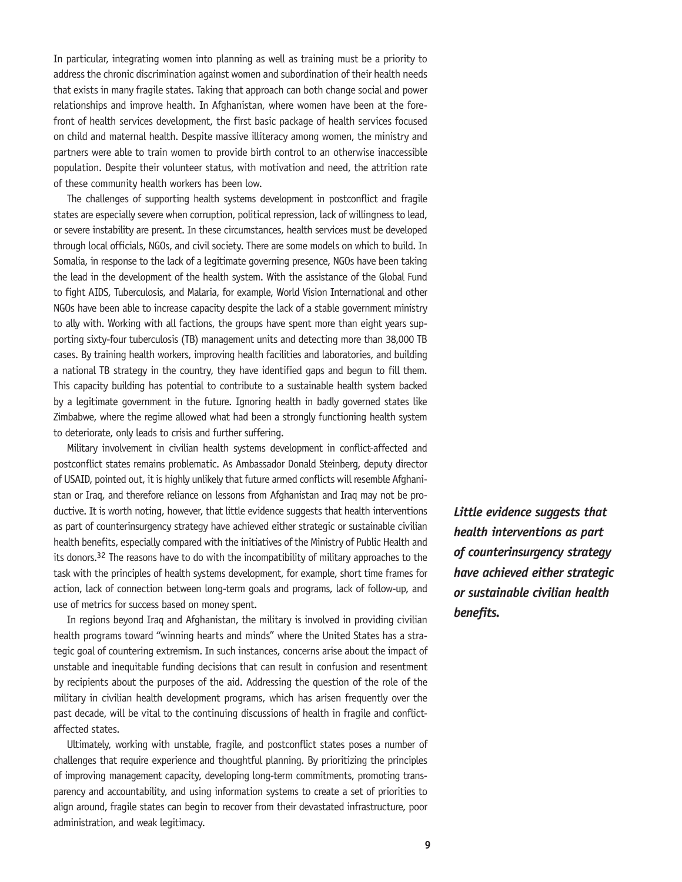In particular, integrating women into planning as well as training must be a priority to address the chronic discrimination against women and subordination of their health needs that exists in many fragile states. Taking that approach can both change social and power relationships and improve health. In Afghanistan, where women have been at the forefront of health services development, the first basic package of health services focused on child and maternal health. Despite massive illiteracy among women, the ministry and partners were able to train women to provide birth control to an otherwise inaccessible population. Despite their volunteer status, with motivation and need, the attrition rate of these community health workers has been low.

The challenges of supporting health systems development in postconflict and fragile states are especially severe when corruption, political repression, lack of willingness to lead, or severe instability are present. In these circumstances, health services must be developed through local officials, NGOs, and civil society. There are some models on which to build. In Somalia, in response to the lack of a legitimate governing presence, NGOs have been taking the lead in the development of the health system. With the assistance of the Global Fund to fight AIDS, Tuberculosis, and Malaria, for example, World Vision International and other NGOs have been able to increase capacity despite the lack of a stable government ministry to ally with. Working with all factions, the groups have spent more than eight years supporting sixty-four tuberculosis (TB) management units and detecting more than 38,000 TB cases. By training health workers, improving health facilities and laboratories, and building a national TB strategy in the country, they have identified gaps and begun to fill them. This capacity building has potential to contribute to a sustainable health system backed by a legitimate government in the future. Ignoring health in badly governed states like Zimbabwe, where the regime allowed what had been a strongly functioning health system to deteriorate, only leads to crisis and further suffering.

Military involvement in civilian health systems development in conflict-affected and postconflict states remains problematic. As Ambassador Donald Steinberg, deputy director of USAID, pointed out, it is highly unlikely that future armed conflicts will resemble Afghanistan or Iraq, and therefore reliance on lessons from Afghanistan and Iraq may not be productive. It is worth noting, however, that little evidence suggests that health interventions as part of counterinsurgency strategy have achieved either strategic or sustainable civilian health benefits, especially compared with the initiatives of the Ministry of Public Health and its donors.[32] The reasons have to do with the incompatibility of military approaches to the task with the principles of health systems development, for example, short time frames for action, lack of connection between long-term goals and programs, lack of follow-up, and use of metrics for success based on money spent.

***Little evidence suggests that health interventions as part of counterinsurgency strategy have achieved either strategic or sustainable civilian health benefits.***

In regions beyond Iraq and Afghanistan, the military is involved in providing civilian health programs toward "winning hearts and minds" where the United States has a strategic goal of countering extremism. In such instances, concerns arise about the impact of unstable and inequitable funding decisions that can result in confusion and resentment by recipients about the purposes of the aid. Addressing the question of the role of the military in civilian health development programs, which has arisen frequently over the past decade, will be vital to the continuing discussions of health in fragile and conflict-affected states.

Ultimately, working with unstable, fragile, and postconflict states poses a number of challenges that require experience and thoughtful planning. By prioritizing the principles of improving management capacity, developing long-term commitments, promoting transparency and accountability, and using information systems to create a set of priorities to align around, fragile states can begin to recover from their devastated infrastructure, poor administration, and weak legitimacy.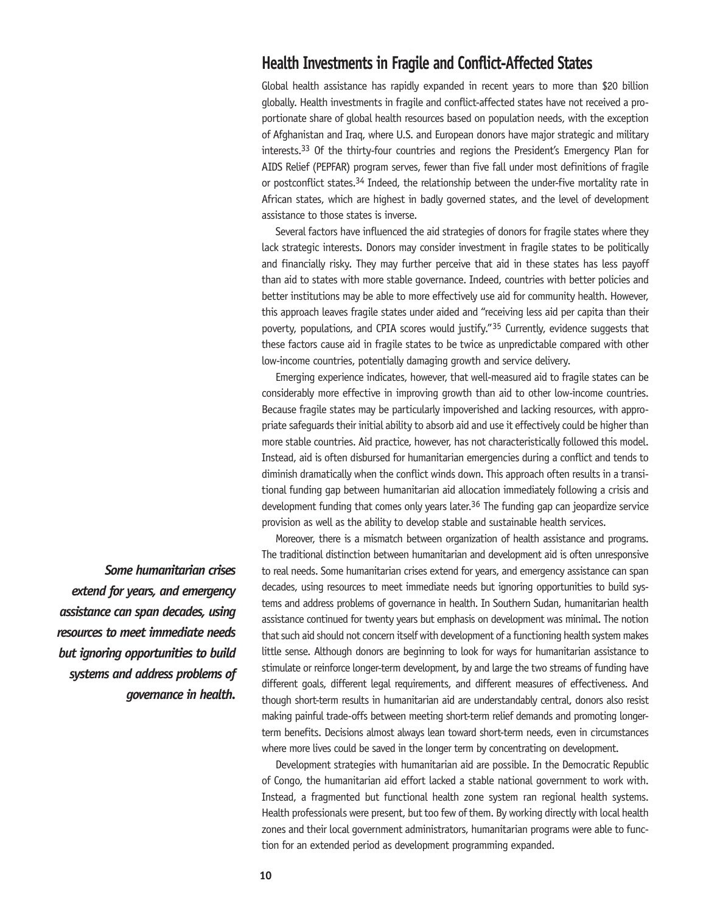## Health Investments in Fragile and Conflict-Affected States

Global health assistance has rapidly expanded in recent years to more than $20 billion globally. Health investments in fragile and conflict-affected states have not received a proportionate share of global health resources based on population needs, with the exception of Afghanistan and Iraq, where U.S. and European donors have major strategic and military interests.[33] Of the thirty-four countries and regions the President's Emergency Plan for AIDS Relief (PEPFAR) program serves, fewer than five fall under most definitions of fragile or postconflict states.[34] Indeed, the relationship between the under-five mortality rate in African states, which are highest in badly governed states, and the level of development assistance to those states is inverse.

Several factors have influenced the aid strategies of donors for fragile states where they lack strategic interests. Donors may consider investment in fragile states to be politically and financially risky. They may further perceive that aid in these states has less payoff than aid to states with more stable governance. Indeed, countries with better policies and better institutions may be able to more effectively use aid for community health. However, this approach leaves fragile states under aided and "receiving less aid per capita than their poverty, populations, and CPIA scores would justify."[35] Currently, evidence suggests that these factors cause aid in fragile states to be twice as unpredictable compared with other low-income countries, potentially damaging growth and service delivery.

Emerging experience indicates, however, that well-measured aid to fragile states can be considerably more effective in improving growth than aid to other low-income countries. Because fragile states may be particularly impoverished and lacking resources, with appropriate safeguards their initial ability to absorb aid and use it effectively could be higher than more stable countries. Aid practice, however, has not characteristically followed this model. Instead, aid is often disbursed for humanitarian emergencies during a conflict and tends to diminish dramatically when the conflict winds down. This approach often results in a transitional funding gap between humanitarian aid allocation immediately following a crisis and development funding that comes only years later.[36] The funding gap can jeopardize service provision as well as the ability to develop stable and sustainable health services.

Moreover, there is a mismatch between organization of health assistance and programs. The traditional distinction between humanitarian and development aid is often unresponsive to real needs. Some humanitarian crises extend for years, and emergency assistance can span decades, using resources to meet immediate needs but ignoring opportunities to build systems and address problems of governance in health. In Southern Sudan, humanitarian health assistance continued for twenty years but emphasis on development was minimal. The notion that such aid should not concern itself with development of a functioning health system makes little sense. Although donors are beginning to look for ways for humanitarian assistance to stimulate or reinforce longer-term development, by and large the two streams of funding have different goals, different legal requirements, and different measures of effectiveness. And though short-term results in humanitarian aid are understandably central, donors also resist making painful trade-offs between meeting short-term relief demands and promoting longer-term benefits. Decisions almost always lean toward short-term needs, even in circumstances where more lives could be saved in the longer term by concentrating on development.

***Some humanitarian crises extend for years, and emergency assistance can span decades, using resources to meet immediate needs but ignoring opportunities to build systems and address problems of governance in health.***

Development strategies with humanitarian aid are possible. In the Democratic Republic of Congo, the humanitarian aid effort lacked a stable national government to work with. Instead, a fragmented but functional health zone system ran regional health systems. Health professionals were present, but too few of them. By working directly with local health zones and their local government administrators, humanitarian programs were able to function for an extended period as development programming expanded.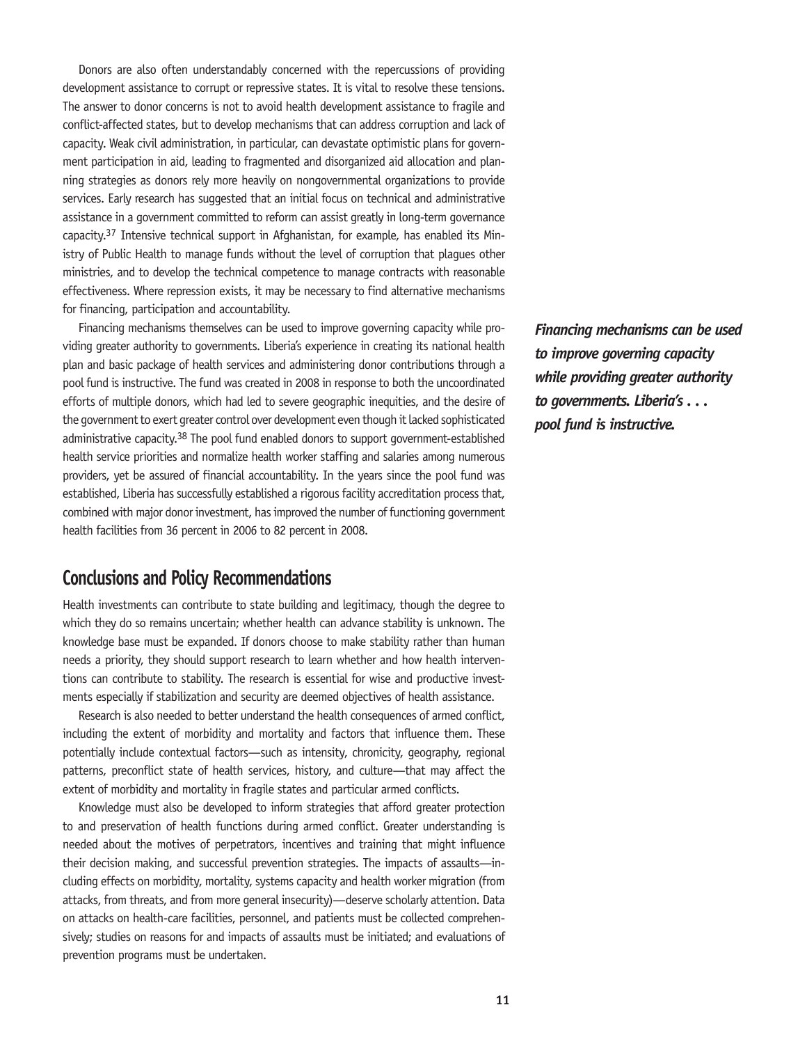Donors are also often understandably concerned with the repercussions of providing development assistance to corrupt or repressive states. It is vital to resolve these tensions. The answer to donor concerns is not to avoid health development assistance to fragile and conflict-affected states, but to develop mechanisms that can address corruption and lack of capacity. Weak civil administration, in particular, can devastate optimistic plans for government participation in aid, leading to fragmented and disorganized aid allocation and planning strategies as donors rely more heavily on nongovernmental organizations to provide services. Early research has suggested that an initial focus on technical and administrative assistance in a government committed to reform can assist greatly in long-term governance capacity.[37] Intensive technical support in Afghanistan, for example, has enabled its Ministry of Public Health to manage funds without the level of corruption that plagues other ministries, and to develop the technical competence to manage contracts with reasonable effectiveness. Where repression exists, it may be necessary to find alternative mechanisms for financing, participation and accountability.

Financing mechanisms themselves can be used to improve governing capacity while providing greater authority to governments. Liberia's experience in creating its national health plan and basic package of health services and administering donor contributions through a pool fund is instructive. The fund was created in 2008 in response to both the uncoordinated efforts of multiple donors, which had led to severe geographic inequities, and the desire of the government to exert greater control over development even though it lacked sophisticated administrative capacity.[38] The pool fund enabled donors to support government-established health service priorities and normalize health worker staffing and salaries among numerous providers, yet be assured of financial accountability. In the years since the pool fund was established, Liberia has successfully established a rigorous facility accreditation process that, combined with major donor investment, has improved the number of functioning government health facilities from 36 percent in 2006 to 82 percent in 2008.

***Financing mechanisms can be used to improve governing capacity while providing greater authority to governments. Liberia's . . . pool fund is instructive.***

## Conclusions and Policy Recommendations

Health investments can contribute to state building and legitimacy, though the degree to which they do so remains uncertain; whether health can advance stability is unknown. The knowledge base must be expanded. If donors choose to make stability rather than human needs a priority, they should support research to learn whether and how health interventions can contribute to stability. The research is essential for wise and productive investments especially if stabilization and security are deemed objectives of health assistance.

Research is also needed to better understand the health consequences of armed conflict, including the extent of morbidity and mortality and factors that influence them. These potentially include contextual factors—such as intensity, chronicity, geography, regional patterns, preconflict state of health services, history, and culture—that may affect the extent of morbidity and mortality in fragile states and particular armed conflicts.

Knowledge must also be developed to inform strategies that afford greater protection to and preservation of health functions during armed conflict. Greater understanding is needed about the motives of perpetrators, incentives and training that might influence their decision making, and successful prevention strategies. The impacts of assaults—including effects on morbidity, mortality, systems capacity and health worker migration (from attacks, from threats, and from more general insecurity)—deserve scholarly attention. Data on attacks on health-care facilities, personnel, and patients must be collected comprehensively; studies on reasons for and impacts of assaults must be initiated; and evaluations of prevention programs must be undertaken.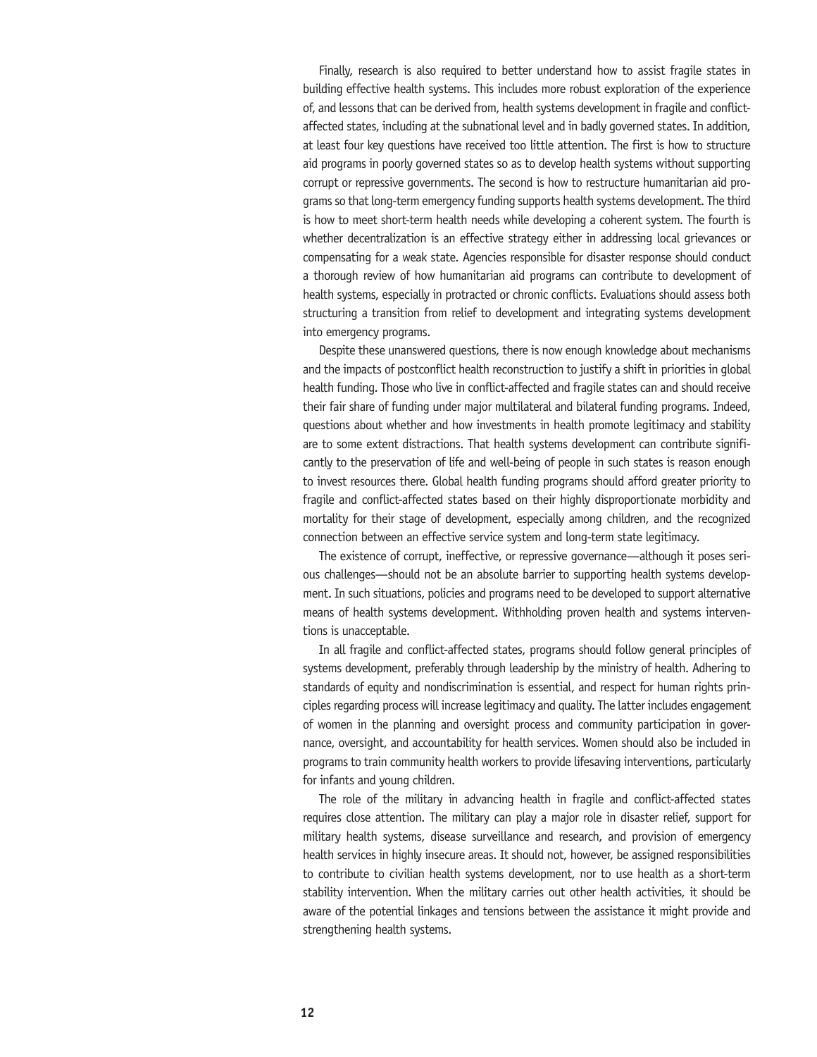Finally, research is also required to better understand how to assist fragile states in building effective health systems. This includes more robust exploration of the experience of, and lessons that can be derived from, health systems development in fragile and conflict-affected states, including at the subnational level and in badly governed states. In addition, at least four key questions have received too little attention. The first is how to structure aid programs in poorly governed states so as to develop health systems without supporting corrupt or repressive governments. The second is how to restructure humanitarian aid programs so that long-term emergency funding supports health systems development. The third is how to meet short-term health needs while developing a coherent system. The fourth is whether decentralization is an effective strategy either in addressing local grievances or compensating for a weak state. Agencies responsible for disaster response should conduct a thorough review of how humanitarian aid programs can contribute to development of health systems, especially in protracted or chronic conflicts. Evaluations should assess both structuring a transition from relief to development and integrating systems development into emergency programs.

Despite these unanswered questions, there is now enough knowledge about mechanisms and the impacts of postconflict health reconstruction to justify a shift in priorities in global health funding. Those who live in conflict-affected and fragile states can and should receive their fair share of funding under major multilateral and bilateral funding programs. Indeed, questions about whether and how investments in health promote legitimacy and stability are to some extent distractions. That health systems development can contribute significantly to the preservation of life and well-being of people in such states is reason enough to invest resources there. Global health funding programs should afford greater priority to fragile and conflict-affected states based on their highly disproportionate morbidity and mortality for their stage of development, especially among children, and the recognized connection between an effective service system and long-term state legitimacy.

The existence of corrupt, ineffective, or repressive governance—although it poses serious challenges—should not be an absolute barrier to supporting health systems development. In such situations, policies and programs need to be developed to support alternative means of health systems development. Withholding proven health and systems interventions is unacceptable.

In all fragile and conflict-affected states, programs should follow general principles of systems development, preferably through leadership by the ministry of health. Adhering to standards of equity and nondiscrimination is essential, and respect for human rights principles regarding process will increase legitimacy and quality. The latter includes engagement of women in the planning and oversight process and community participation in governance, oversight, and accountability for health services. Women should also be included in programs to train community health workers to provide lifesaving interventions, particularly for infants and young children.

The role of the military in advancing health in fragile and conflict-affected states requires close attention. The military can play a major role in disaster relief, support for military health systems, disease surveillance and research, and provision of emergency health services in highly insecure areas. It should not, however, be assigned responsibilities to contribute to civilian health systems development, nor to use health as a short-term stability intervention. When the military carries out other health activities, it should be aware of the potential linkages and tensions between the assistance it might provide and strengthening health systems.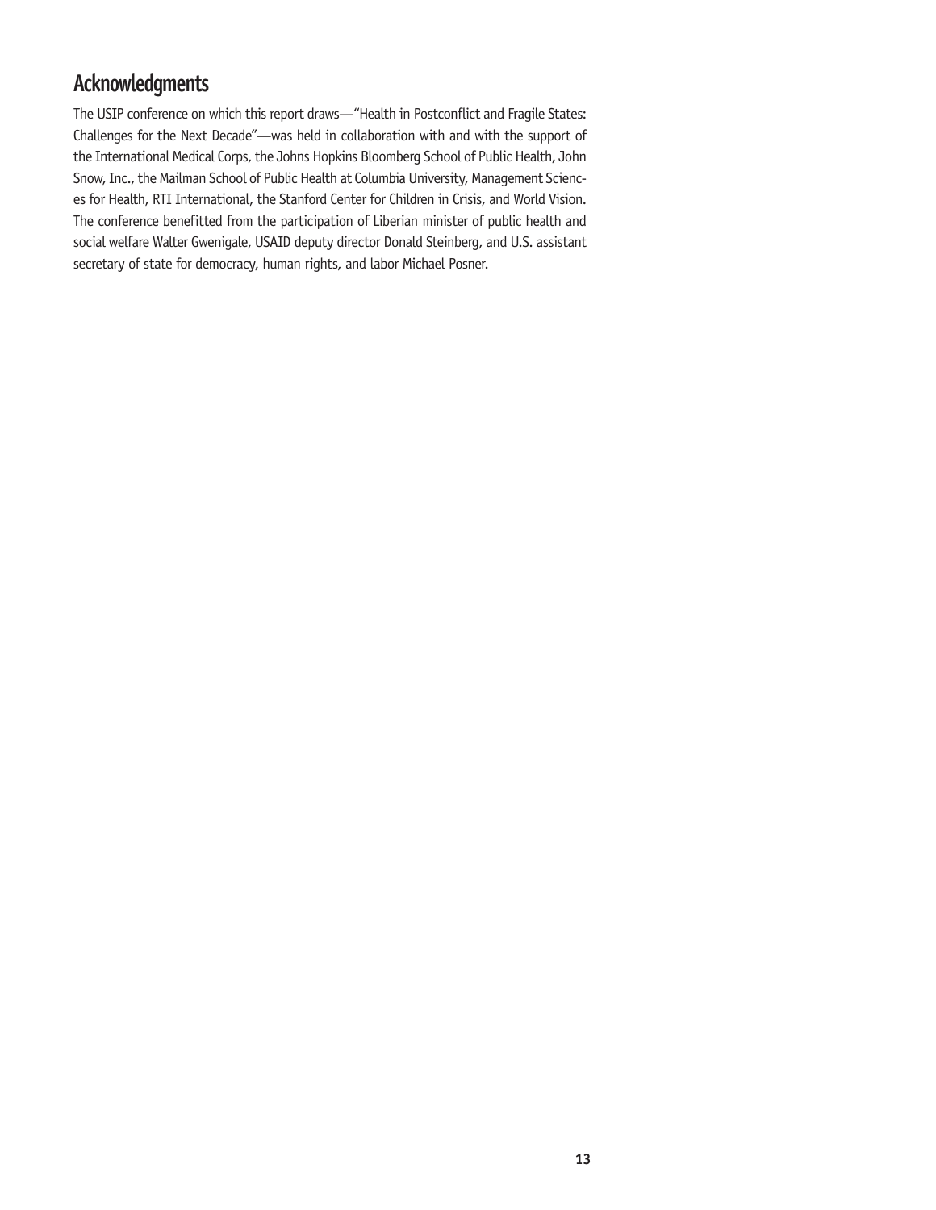## Acknowledgments

The USIP conference on which this report draws—"Health in Postconflict and Fragile States: Challenges for the Next Decade"—was held in collaboration with and with the support of the International Medical Corps, the Johns Hopkins Bloomberg School of Public Health, John Snow, Inc., the Mailman School of Public Health at Columbia University, Management Sciences for Health, RTI International, the Stanford Center for Children in Crisis, and World Vision. The conference benefitted from the participation of Liberian minister of public health and social welfare Walter Gwenigale, USAID deputy director Donald Steinberg, and U.S. assistant secretary of state for democracy, human rights, and labor Michael Posner.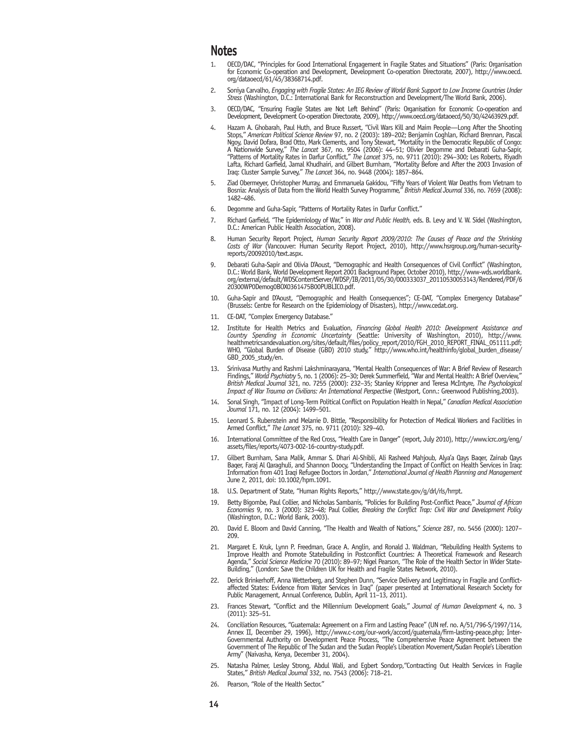## Notes

1. OECD/DAC, "Principles for Good International Engagement in Fragile States and Situations" (Paris: Organisation for Economic Co-operation and Development, Development Co-operation Directorate, 2007), http://www.oecd.org/dataoecd/61/45/38368714.pdf.
2. Soniya Carvalho, *Engaging with Fragile States: An IEG Review of World Bank Support to Low Income Countries Under Stress* (Washington, D.C.: International Bank for Reconstruction and Development/The World Bank, 2006).
3. OECD/DAC, "Ensuring Fragile States are Not Left Behind" (Paris: Organisation for Economic Co-operation and Development, Development Co-operation Directorate, 2009), http://www.oecd.org/dataoecd/50/30/42463929.pdf.
4. Hazam A. Ghobarah, Paul Huth, and Bruce Russert, "Civil Wars Kill and Maim People—Long After the Shooting Stops," *American Political Science Review* 97, no. 2 (2003): 189–202; Benjamin Coghlan, Richard Brennan, Pascal Ngoy, David Dofara, Brad Otto, Mark Clements, and Tony Stewart, "Mortality in the Democratic Republic of Congo: A Nationwide Survey," *The Lancet* 367, no. 9504 (2006): 44–51; Olivier Degomme and Debarati Guha-Sapir, "Patterns of Mortality Rates in Darfur Conflict," *The Lancet* 375, no. 9711 (2010): 294–300; Les Roberts, Riyadh Lafta, Richard Garfield, Jamal Khudhairi, and Gilbert Burnham, "Mortality Before and After the 2003 Invasion of Iraq: Cluster Sample Survey," *The Lancet* 364, no. 9448 (2004): 1857–864.
5. Ziad Obermeyer, Christopher Murray, and Emmanuela Gakidou, "Fifty Years of Violent War Deaths from Vietnam to Bosnia: Analysis of Data from the World Health Survey Programme," *British Medical Journal* 336, no. 7659 (2008): 1482–486.
6. Degomme and Guha-Sapir, "Patterns of Mortality Rates in Darfur Conflict."
7. Richard Garfield, "The Epidemiology of War," in *War and Public Health*, eds. B. Levy and V. W. Sidel (Washington, D.C.: American Public Health Association, 2008).
8. Human Security Report Project, *Human Security Report 2009/2010: The Causes of Peace and the Shrinking Costs of War* (Vancouver: Human Security Report Project, 2010), http://www.hsrgroup.org/human-security-reports/20092010/text.aspx.
9. Debarati Guha-Sapir and Olivia D'Aoust, "Demographic and Health Consequences of Civil Conflict" (Washington, D.C.: World Bank, World Development Report 2001 Background Paper, October 2010), http://www-wds.worldbank.org/external/default/WDSContentServer/WDSP/IB/2011/05/30/000333037_20110530053143/Rendered/PDF/620300WP0Demog0BOX0361475B00PUBLIC0.pdf.
10. Guha-Sapir and D'Aoust, "Demographic and Health Consequences"; CE-DAT, "Complex Emergency Database" (Brussels: Centre for Research on the Epidemiology of Disasters), http://www.cedat.org.
11. CE-DAT, "Complex Emergency Database."
12. Institute for Health Metrics and Evaluation, *Financing Global Health 2010: Development Assistance and Country Spending in Economic Uncertainty* (Seattle: University of Washington, 2010), http://www.healthmetricsandevaluation.org/sites/default/files/policy_report/2010/FGH_2010_REPORT_FINAL_051111.pdf; WHO, "Global Burden of Disease (GBD) 2010 study," http://www.who.int/healthinfo/global_burden_disease/GBD_2005_study/en.
13. Srinivasa Murthy and Rashmi Lakshminarayana, "Mental Health Consequences of War: A Brief Review of Research Findings," *World Psychiatry* 5, no. 1 (2006): 25–30; Derek Summerfield, "War and Mental Health: A Brief Overview," *British Medical Journal* 321, no. 7255 (2000): 232–35; Stanley Krippner and Teresa McIntyre, *The Psychological Impact of War Trauma on Civilians: An International Perspective* (Westport, Conn.: Greenwood Publishing,2003).
14. Sonal Singh, "Impact of Long-Term Political Conflict on Population Health in Nepal," *Canadian Medical Association Journal* 171, no. 12 (2004): 1499–501.
15. Leonard S. Rubenstein and Melanie D. Bittle, "Responsibility for Protection of Medical Workers and Facilities in Armed Conflict," *The Lancet* 375, no. 9711 (2010): 329–40.
16. International Committee of the Red Cross, "Health Care in Danger" (report, July 2010), http://www.icrc.org/eng/assets/files/reports/4073-002-16-country-study.pdf.
17. Gilbert Burnham, Sana Malik, Ammar S. Dhari Al-Shibli, Ali Rasheed Mahjoub, Alya'a Qays Baqer, Zainab Qays Baqer, Faraj Al Qaraghuli, and Shannon Doocy, "Understanding the Impact of Conflict on Health Services in Iraq: Information from 401 Iraqi Refugee Doctors in Jordan," *International Journal of Health Planning and Management* June 2, 2011, doi: 10.1002/hpm.1091.
18. U.S. Department of State, "Human Rights Reports," http://www.state.gov/g/drl/rls/hrrpt.
19. Betty Bigombe, Paul Collier, and Nicholas Sambanis, "Policies for Building Post-Conflict Peace," *Journal of African Economies* 9, no. 3 (2000): 323–48; Paul Collier, *Breaking the Conflict Trap: Civil War and Development Policy* (Washington, D.C.: World Bank, 2003).
20. David E. Bloom and David Canning, "The Health and Wealth of Nations," *Science* 287, no. 5456 (2000): 1207–209.
21. Margaret E. Kruk, Lynn P. Freedman, Grace A. Anglin, and Ronald J. Waldman, "Rebuilding Health Systems to Improve Health and Promote Statebuilding in Postconflict Countries: A Theoretical Framework and Research Agenda," *Social Science Medicine* 70 (2010): 89–97; Nigel Pearson, "The Role of the Health Sector in Wider State-Building," (London: Save the Children UK for Health and Fragile States Network, 2010).
22. Derick Brinkerhoff, Anna Wetterberg, and Stephen Dunn, "Service Delivery and Legitimacy in Fragile and Conflict-affected States: Evidence from Water Services in Iraq" (paper presented at International Research Society for Public Management, Annual Conference, Dublin, April 11–13, 2011).
23. Frances Stewart, "Conflict and the Millennium Development Goals," *Journal of Human Development* 4, no. 3 (2011): 325–51.
24. Conciliation Resources, "Guatemala: Agreement on a Firm and Lasting Peace" (UN ref. no. A/51/796-S/1997/114, Annex II, December 29, 1996), http://www.c-r.org/our-work/accord/guatemala/firm-lasting-peace.php; Inter-Governmental Authority on Development Peace Process, "The Comprehensive Peace Agreement between the Government of The Republic of The Sudan and the Sudan People's Liberation Movement/Sudan People's Liberation Army" (Naivasha, Kenya, December 31, 2004).
25. Natasha Palmer, Lesley Strong, Abdul Wali, and Egbert Sondorp,"Contracting Out Health Services in Fragile States," *British Medical Journal* 332, no. 7543 (2006): 718–21.
26. Pearson, "Role of the Health Sector."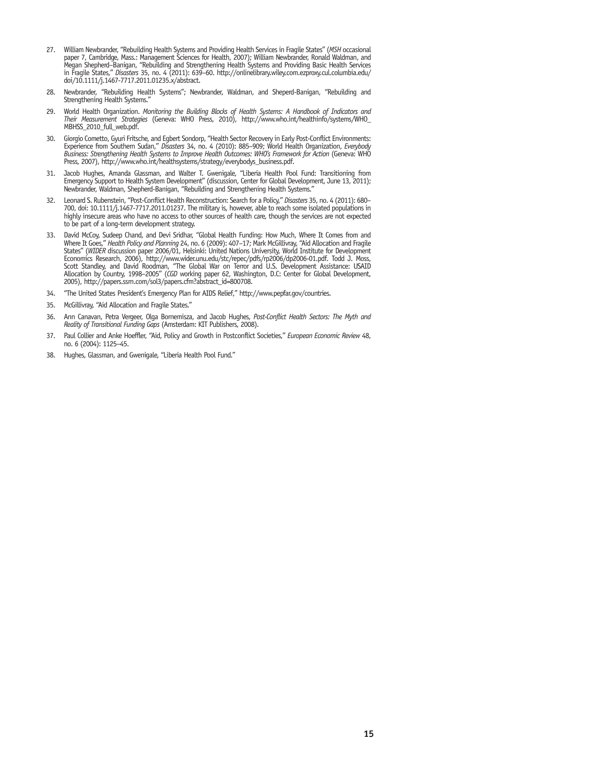27. William Newbrander, "Rebuilding Health Systems and Providing Health Services in Fragile States" (*MSH* occasional paper 7, Cambridge, Mass.: Management Sciences for Health, 2007); William Newbrander, Ronald Waldman, and Megan Shepherd–Banigan, "Rebuilding and Strengthening Health Systems and Providing Basic Health Services in Fragile States," *Disasters* 35, no. 4 (2011): 639–60. http://onlinelibrary.wiley.com.ezproxy.cul.columbia.edu/doi/10.1111/j.1467-7717.2011.01235.x/abstract.

28. Newbrander, "Rebuilding Health Systems"; Newbrander, Waldman, and Sheperd-Banigan, "Rebuilding and Strengthening Health Systems."

29. World Health Organization. *Monitoring the Building Blocks of Health Systems: A Handbook of Indicators and Their Measurement Strategies* (Geneva: WHO Press, 2010), http://www.who.int/healthinfo/systems/WHO_MBHSS_2010_full_web.pdf.

30. Giorgio Cometto, Gyuri Fritsche, and Egbert Sondorp, "Health Sector Recovery in Early Post-Conflict Environments: Experience from Southern Sudan," *Disasters* 34, no. 4 (2010): 885–909; World Health Organization, *Everybody Business: Strengthening Health Systems to Improve Health Outcomes: WHO's Framework for Action* (Geneva: WHO Press, 2007), http://www.who.int/healthsystems/strategy/everybodys_business.pdf.

31. Jacob Hughes, Amanda Glassman, and Walter T. Gwenigale, "Liberia Health Pool Fund: Transitioning from Emergency Support to Health System Development" (discussion, Center for Global Development, June 13, 2011); Newbrander, Waldman, Shepherd-Banigan, "Rebuilding and Strengthening Health Systems."

32. Leonard S. Rubenstein, "Post-Conflict Health Reconstruction: Search for a Policy," *Disasters* 35, no. 4 (2011): 680–700, doi: 10.1111/j.1467-7717.2011.01237. The military is, however, able to reach some isolated populations in highly insecure areas who have no access to other sources of health care, though the services are not expected to be part of a long-term development strategy.

33. David McCoy, Sudeep Chand, and Devi Sridhar, "Global Health Funding: How Much, Where It Comes from and Where It Goes," *Health Policy and Planning* 24, no. 6 (2009): 407–17; Mark McGillivray, "Aid Allocation and Fragile States" (*WIDER* discussion paper 2006/01, Helsinki: United Nations University, World Institute for Development Economics Research, 2006), http://www.wider.unu.edu/stc/repec/pdfs/rp2006/dp2006-01.pdf. Todd J. Moss, Scott Standley, and David Roodman, "The Global War on Terror and U.S. Development Assistance: USAID Allocation by Country, 1998–2005" (*CGD* working paper 62, Washington, D.C: Center for Global Development, 2005), http://papers.ssrn.com/sol3/papers.cfm?abstract_id=800708.

34. "The United States President's Emergency Plan for AIDS Relief," http://www.pepfar.gov/countries.

35. McGillivray, "Aid Allocation and Fragile States."

36. Ann Canavan, Petra Vergeer, Olga Bornemisza, and Jacob Hughes, *Post-Conflict Health Sectors: The Myth and Reality of Transitional Funding Gaps* (Amsterdam: KIT Publishers, 2008).

37. Paul Collier and Anke Hoeffler, "Aid, Policy and Growth in Postconflict Societies," *European Economic Review* 48, no. 6 (2004): 1125–45.

38. Hughes, Glassman, and Gwenigale, "Liberia Health Pool Fund."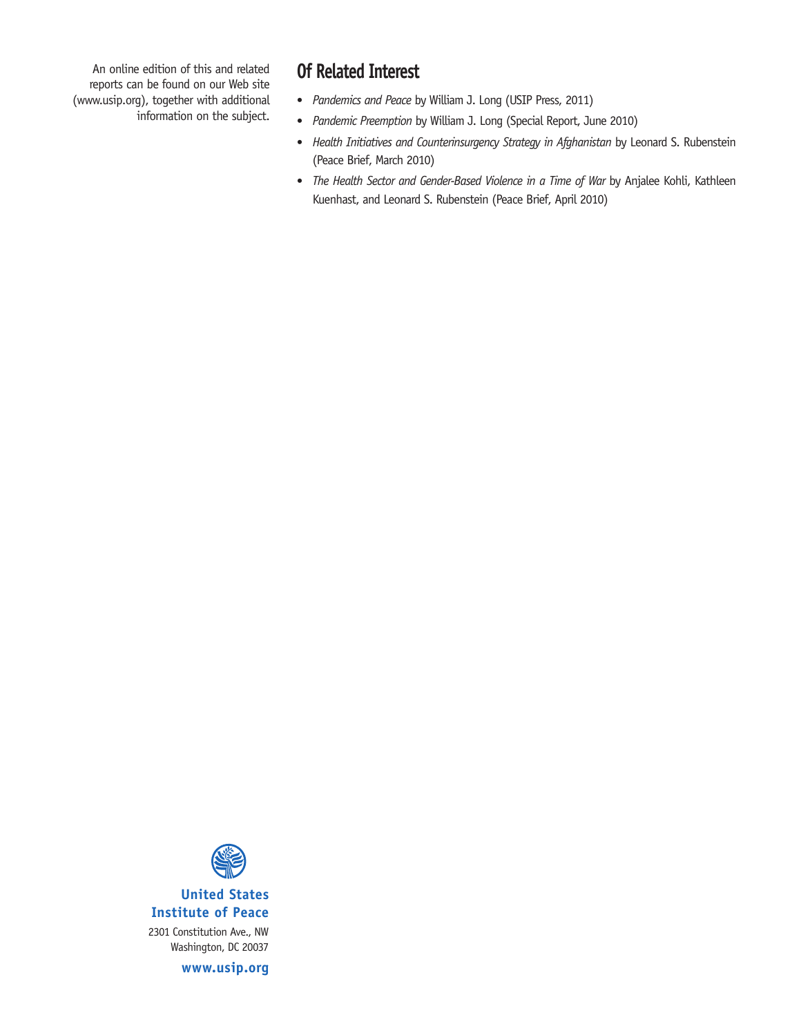An online edition of this and related reports can be found on our Web site (www.usip.org), together with additional information on the subject.

## Of Related Interest

- *Pandemics and Peace* by William J. Long (USIP Press, 2011)
- *Pandemic Preemption* by William J. Long (Special Report, June 2010)
- *Health Initiatives and Counterinsurgency Strategy in Afghanistan* by Leonard S. Rubenstein (Peace Brief, March 2010)
- *The Health Sector and Gender-Based Violence in a Time of War* by Anjalee Kohli, Kathleen Kuenhast, and Leonard S. Rubenstein (Peace Brief, April 2010)

**United States Institute of Peace**

2301 Constitution Ave., NW
Washington, DC 20037

**www.usip.org**